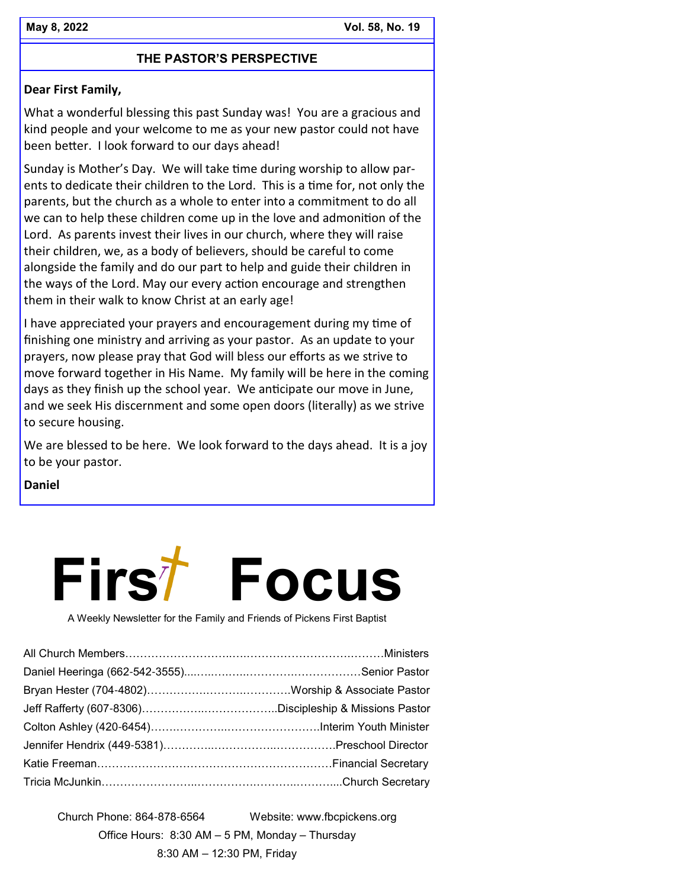May 8, 2022 Vol. 58, No. 19

## THE PASTOR'S PERSPECTIVE

**Dear First Family,**

What a wonderful blessing this past Sunday was! You are a gracious and kind people and your welcome to me as your new pastor could not have been better. I look forward to our days ahead!

Sunday is Mother's Day. We will take time during worship to allow parents to dedicate their children to the Lord. This is a time for, not only the parents, but the church as a whole to enter into a commitment to do all we can to help these children come up in the love and admonition of the Lord. As parents invest their lives in our church, where they will raise their children, we, as a body of believers, should be careful to come alongside the family and do our part to help and guide their children in the ways of the Lord. May our every action encourage and strengthen them in their walk to know Christ at an early age!

I have appreciated your prayers and encouragement during my time of finishing one ministry and arriving as your pastor. As an update to your prayers, now please pray that God will bless our efforts as we strive to move forward together in His Name. My family will be here in the coming days as they finish up the school year. We anticipate our move in June, and we seek His discernment and some open doors (literally) as we strive to secure housing.

We are blessed to be here. We look forward to the days ahead. It is a joy to be your pastor.

**Daniel**

# First Focus

A Weekly Newsletter for the Family and Friends of Pickens First Baptist

All Church Members……………………………………………………………Ministers
Daniel Heeringa (662-542-3555)……………………………………………Senior Pastor
Bryan Hester (704-4802)……………………………………Worship & Associate Pastor
Jeff Rafferty (607-8306)………………………………………Discipleship & Missions Pastor
Colton Ashley (420-6454)……………………………………………Interim Youth Minister
Jennifer Hendrix (449-5381)………………………………………………Preschool Director
Katie Freeman…………………………………………………………Financial Secretary
Tricia McJunkin………………………………………………………………Church Secretary

Church Phone: 864-878-6564 Website: www.fbcpickens.org

Office Hours: 8:30 AM – 5 PM, Monday – Thursday

8:30 AM – 12:30 PM, Friday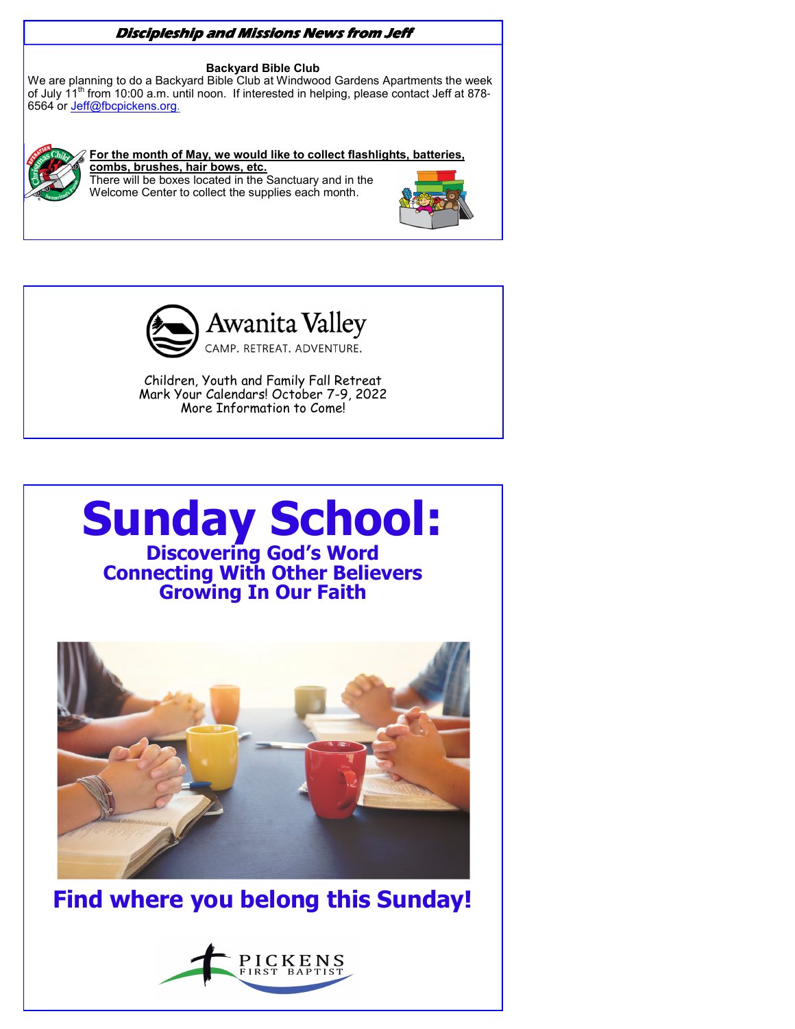## *Discipleship and Missions News from Jeff*

**Backyard Bible Club**

We are planning to do a Backyard Bible Club at Windwood Gardens Apartments the week of July 11th from 10:00 a.m. until noon. If interested in helping, please contact Jeff at 878-6564 or Jeff@fbcpickens.org.

**For the month of May, we would like to collect flashlights, batteries, combs, brushes, hair bows, etc.**

There will be boxes located in the Sanctuary and in the Welcome Center to collect the supplies each month.

---

Awanita Valley

CAMP. RETREAT. ADVENTURE.

Children, Youth and Family Fall Retreat
Mark Your Calendars! October 7-9, 2022
More Information to Come!

---

# Sunday School:

**Discovering God's Word**
**Connecting With Other Believers**
**Growing In Our Faith**

## Find where you belong this Sunday!

PICKENS FIRST BAPTIST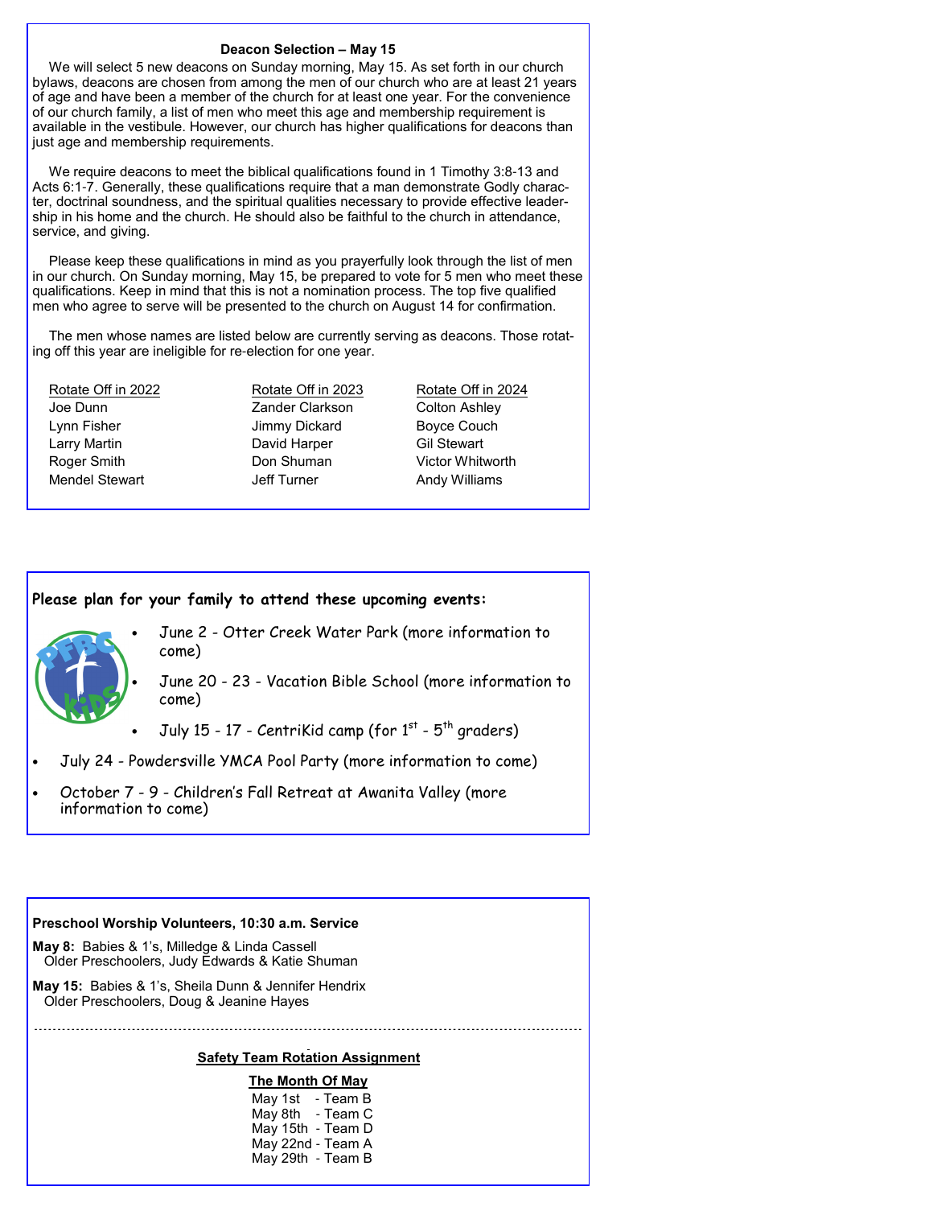## Deacon Selection – May 15

We will select 5 new deacons on Sunday morning, May 15. As set forth in our church bylaws, deacons are chosen from among the men of our church who are at least 21 years of age and have been a member of the church for at least one year. For the convenience of our church family, a list of men who meet this age and membership requirement is available in the vestibule. However, our church has higher qualifications for deacons than just age and membership requirements.

We require deacons to meet the biblical qualifications found in 1 Timothy 3:8-13 and Acts 6:1-7. Generally, these qualifications require that a man demonstrate Godly character, doctrinal soundness, and the spiritual qualities necessary to provide effective leadership in his home and the church. He should also be faithful to the church in attendance, service, and giving.

Please keep these qualifications in mind as you prayerfully look through the list of men in our church. On Sunday morning, May 15, be prepared to vote for 5 men who meet these qualifications. Keep in mind that this is not a nomination process. The top five qualified men who agree to serve will be presented to the church on August 14 for confirmation.

The men whose names are listed below are currently serving as deacons. Those rotating off this year are ineligible for re-election for one year.

| Rotate Off in 2022 | Rotate Off in 2023 | Rotate Off in 2024 |
|---|---|---|
| Joe Dunn | Zander Clarkson | Colton Ashley |
| Lynn Fisher | Jimmy Dickard | Boyce Couch |
| Larry Martin | David Harper | Gil Stewart |
| Roger Smith | Don Shuman | Victor Whitworth |
| Mendel Stewart | Jeff Turner | Andy Williams |

**Please plan for your family to attend these upcoming events:**

- June 2 - Otter Creek Water Park (more information to come)
- June 20 - 23 - Vacation Bible School (more information to come)
- July 15 - 17 - CentriKid camp (for 1st - 5th graders)
- July 24 - Powdersville YMCA Pool Party (more information to come)
- October 7 - 9 - Children's Fall Retreat at Awanita Valley (more information to come)

**Preschool Worship Volunteers, 10:30 a.m. Service**

**May 8:** Babies & 1's, Milledge & Linda Cassell
Older Preschoolers, Judy Edwards & Katie Shuman

**May 15:** Babies & 1's, Sheila Dunn & Jennifer Hendrix
Older Preschoolers, Doug & Jeanine Hayes

---

**Safety Team Rotation Assignment**

**The Month Of May**

May 1st - Team B
May 8th - Team C
May 15th - Team D
May 22nd - Team A
May 29th - Team B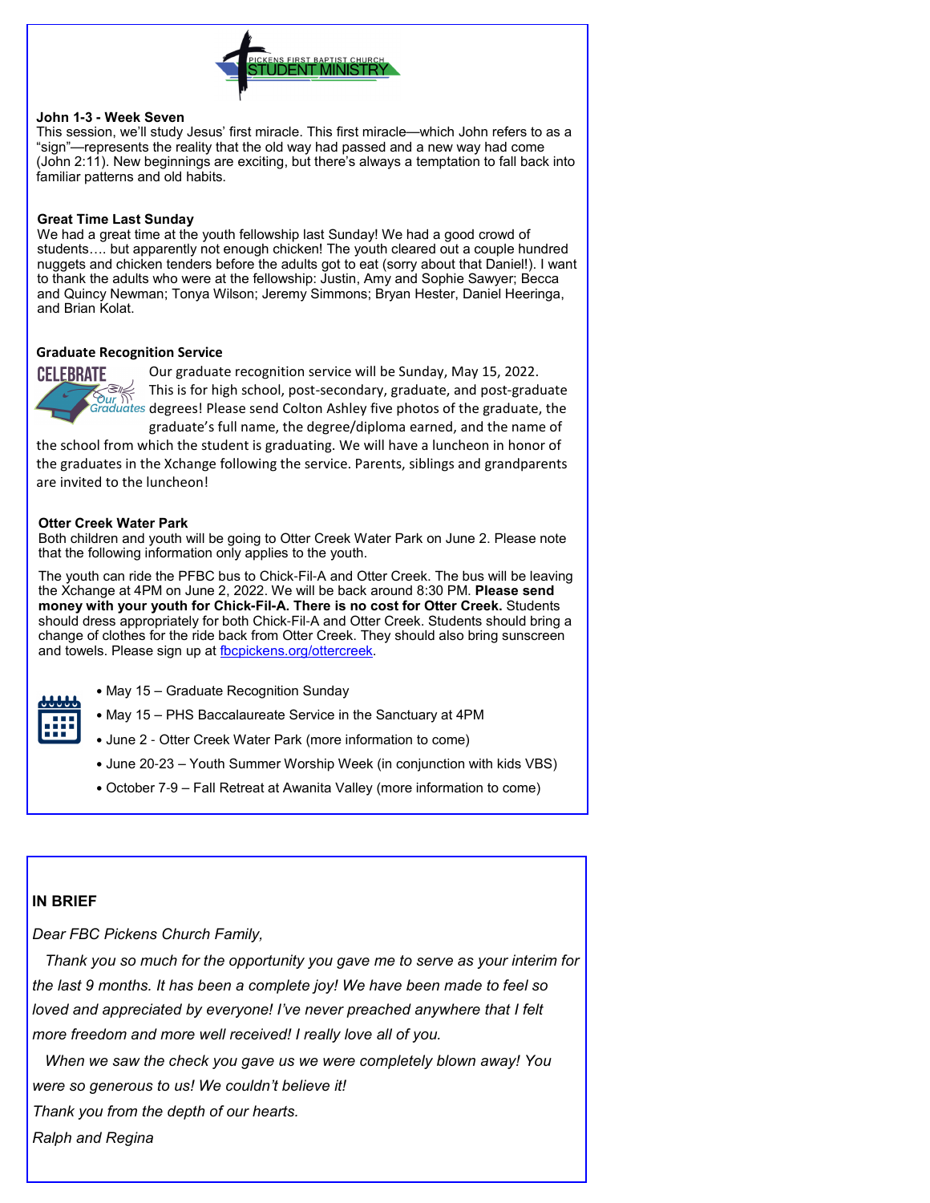PICKENS FIRST BAPTIST CHURCH
STUDENT MINISTRY

**John 1-3 - Week Seven**

This session, we'll study Jesus' first miracle. This first miracle—which John refers to as a "sign"—represents the reality that the old way had passed and a new way had come (John 2:11). New beginnings are exciting, but there's always a temptation to fall back into familiar patterns and old habits.

**Great Time Last Sunday**

We had a great time at the youth fellowship last Sunday! We had a good crowd of students…. but apparently not enough chicken! The youth cleared out a couple hundred nuggets and chicken tenders before the adults got to eat (sorry about that Daniel!). I want to thank the adults who were at the fellowship: Justin, Amy and Sophie Sawyer; Becca and Quincy Newman; Tonya Wilson; Jeremy Simmons; Bryan Hester, Daniel Heeringa, and Brian Kolat.

**Graduate Recognition Service**

CELEBRATE Our Graduates

Our graduate recognition service will be Sunday, May 15, 2022. This is for high school, post-secondary, graduate, and post-graduate degrees! Please send Colton Ashley five photos of the graduate, the graduate's full name, the degree/diploma earned, and the name of the school from which the student is graduating. We will have a luncheon in honor of the graduates in the Xchange following the service. Parents, siblings and grandparents are invited to the luncheon!

**Otter Creek Water Park**

Both children and youth will be going to Otter Creek Water Park on June 2. Please note that the following information only applies to the youth.

The youth can ride the PFBC bus to Chick-Fil-A and Otter Creek. The bus will be leaving the Xchange at 4PM on June 2, 2022. We will be back around 8:30 PM. **Please send money with your youth for Chick-Fil-A. There is no cost for Otter Creek.** Students should dress appropriately for both Chick-Fil-A and Otter Creek. Students should bring a change of clothes for the ride back from Otter Creek. They should also bring sunscreen and towels. Please sign up at fbcpickens.org/ottercreek.

- May 15 – Graduate Recognition Sunday
- May 15 – PHS Baccalaureate Service in the Sanctuary at 4PM
- June 2 - Otter Creek Water Park (more information to come)
- June 20-23 – Youth Summer Worship Week (in conjunction with kids VBS)
- October 7-9 – Fall Retreat at Awanita Valley (more information to come)

**IN BRIEF**

*Dear FBC Pickens Church Family,*

*Thank you so much for the opportunity you gave me to serve as your interim for the last 9 months. It has been a complete joy! We have been made to feel so loved and appreciated by everyone! I've never preached anywhere that I felt more freedom and more well received! I really love all of you.*

*When we saw the check you gave us we were completely blown away! You were so generous to us! We couldn't believe it!*

*Thank you from the depth of our hearts.*

*Ralph and Regina*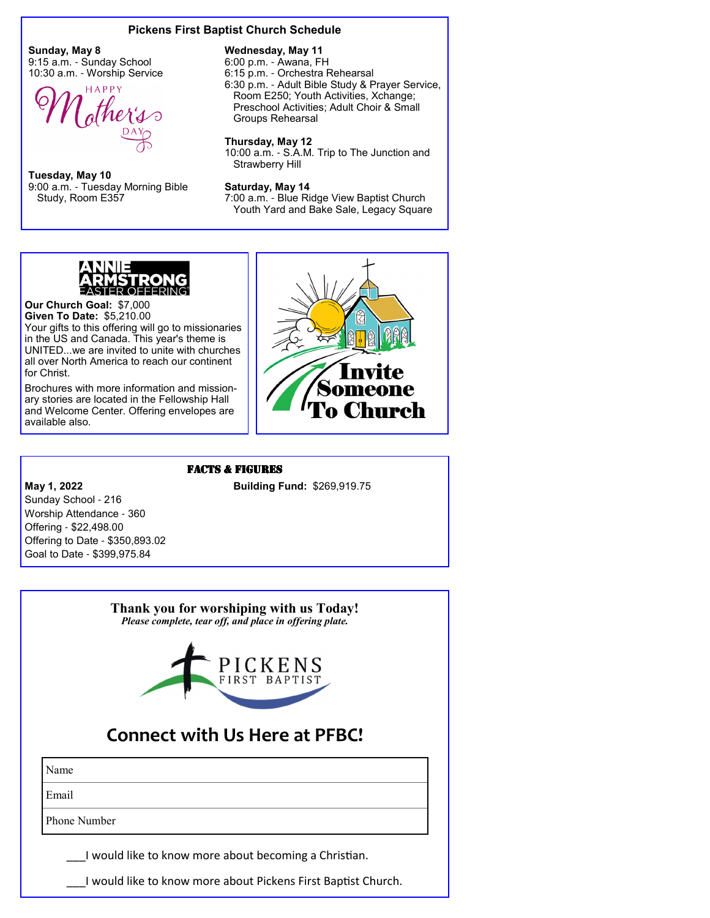## Pickens First Baptist Church Schedule

**Sunday, May 8**
9:15 a.m. - Sunday School
10:30 a.m. - Worship Service

HAPPY Mother's DAY

**Tuesday, May 10**
9:00 a.m. - Tuesday Morning Bible Study, Room E357

**Wednesday, May 11**
6:00 p.m. - Awana, FH
6:15 p.m. - Orchestra Rehearsal
6:30 p.m. - Adult Bible Study & Prayer Service, Room E250; Youth Activities, Xchange; Preschool Activities; Adult Choir & Small Groups Rehearsal

**Thursday, May 12**
10:00 a.m. - S.A.M. Trip to The Junction and Strawberry Hill

**Saturday, May 14**
7:00 a.m. - Blue Ridge View Baptist Church Youth Yard and Bake Sale, Legacy Square

---

**ANNIE ARMSTRONG EASTER OFFERING**

**Our Church Goal:** $7,000
**Given To Date:** $5,210.00
Your gifts to this offering will go to missionaries in the US and Canada. This year's theme is UNITED...we are invited to unite with churches all over North America to reach our continent for Christ.

Brochures with more information and missionary stories are located in the Fellowship Hall and Welcome Center. Offering envelopes are available also.

**Invite Someone To Church**

---

## FACTS & FIGURES

**May 1, 2022**
Sunday School - 216
Worship Attendance - 360
Offering - $22,498.00
Offering to Date - $350,893.02
Goal to Date - $399,975.84

**Building Fund:** $269,919.75

---

**Thank you for worshiping with us Today!**
***Please complete, tear off, and place in offering plate.***

PICKENS FIRST BAPTIST

## Connect with Us Here at PFBC!

| Name |
|---|
| Email |
| Phone Number |

___I would like to know more about becoming a Christian.

___I would like to know more about Pickens First Baptist Church.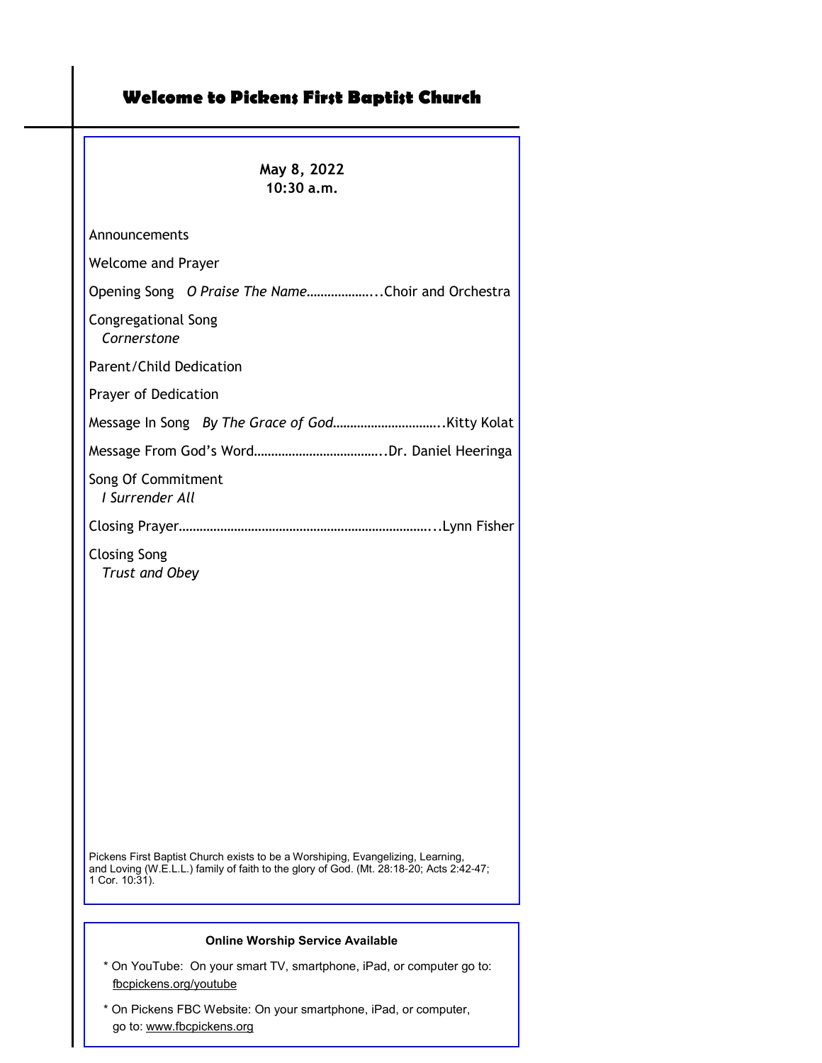# Welcome to Pickens First Baptist Church

**May 8, 2022**
**10:30 a.m.**

Announcements

Welcome and Prayer

Opening Song *O Praise The Name*………………...Choir and Orchestra

Congregational Song
*Cornerstone*

Parent/Child Dedication

Prayer of Dedication

Message In Song *By The Grace of God*…………………………..Kitty Kolat

Message From God's Word………………………………..Dr. Daniel Heeringa

Song Of Commitment
*I Surrender All*

Closing Prayer……………………………………………………………...Lynn Fisher

Closing Song
*Trust and Obey*

Pickens First Baptist Church exists to be a Worshiping, Evangelizing, Learning, and Loving (W.E.L.L.) family of faith to the glory of God. (Mt. 28:18-20; Acts 2:42-47; 1 Cor. 10:31).

**Online Worship Service Available**

* On YouTube: On your smart TV, smartphone, iPad, or computer go to: fbcpickens.org/youtube
* On Pickens FBC Website: On your smartphone, iPad, or computer, go to: www.fbcpickens.org